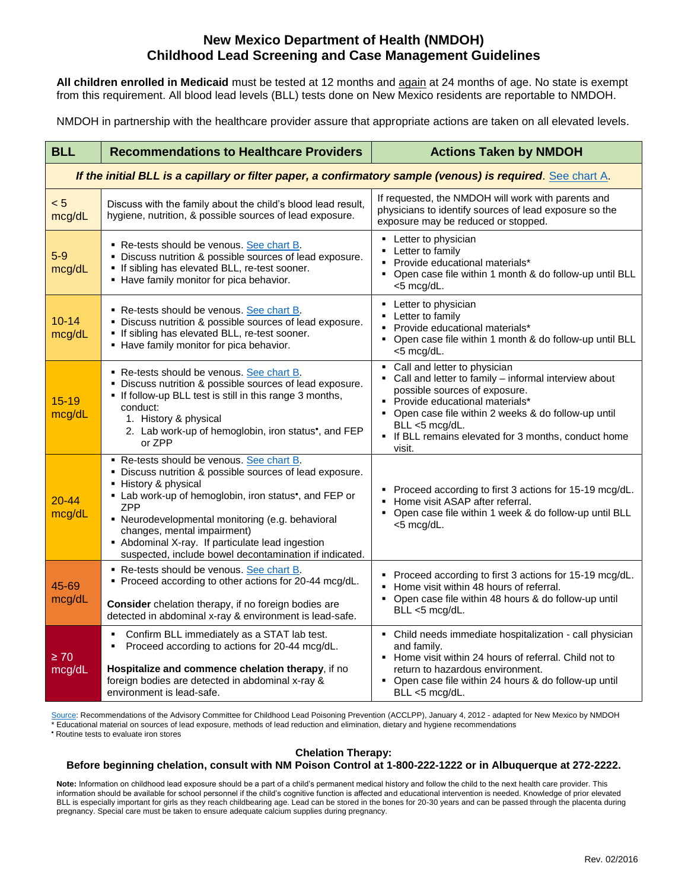# New Mexico Department of Health (NMDOH)
# Childhood Lead Screening and Case Management Guidelines

**All children enrolled in Medicaid** must be tested at 12 months and again at 24 months of age. No state is exempt from this requirement. All blood lead levels (BLL) tests done on New Mexico residents are reportable to NMDOH.

NMDOH in partnership with the healthcare provider assure that appropriate actions are taken on all elevated levels.

| BLL | Recommendations to Healthcare Providers | Actions Taken by NMDOH |
|---|---|---|
| ***If the initial BLL is a capillary or filter paper, a confirmatory sample (venous) is required**. See chart A.* | | |
| < 5 mcg/dL | Discuss with the family about the child's blood lead result, hygiene, nutrition, & possible sources of lead exposure. | If requested, the NMDOH will work with parents and physicians to identify sources of lead exposure so the exposure may be reduced or stopped. |
| 5-9 mcg/dL | ▪ Re-tests should be venous. See chart B.<br>▪ Discuss nutrition & possible sources of lead exposure.<br>▪ If sibling has elevated BLL, re-test sooner.<br>▪ Have family monitor for pica behavior. | ▪ Letter to physician<br>▪ Letter to family<br>▪ Provide educational materials*<br>▪ Open case file within 1 month & do follow-up until BLL <5 mcg/dL. |
| 10-14 mcg/dL | ▪ Re-tests should be venous. See chart B.<br>▪ Discuss nutrition & possible sources of lead exposure.<br>▪ If sibling has elevated BLL, re-test sooner.<br>▪ Have family monitor for pica behavior. | ▪ Letter to physician<br>▪ Letter to family<br>▪ Provide educational materials*<br>▪ Open case file within 1 month & do follow-up until BLL <5 mcg/dL. |
| 15-19 mcg/dL | ▪ Re-tests should be venous. See chart B.<br>▪ Discuss nutrition & possible sources of lead exposure.<br>▪ If follow-up BLL test is still in this range 3 months, conduct:<br>1. History & physical<br>2. Lab work-up of hemoglobin, iron status•, and FEP or ZPP | ▪ Call and letter to physician<br>▪ Call and letter to family – informal interview about possible sources of exposure.<br>▪ Provide educational materials*<br>▪ Open case file within 2 weeks & do follow-up until BLL <5 mcg/dL.<br>▪ If BLL remains elevated for 3 months, conduct home visit. |
| 20-44 mcg/dL | ▪ Re-tests should be venous. See chart B.<br>▪ Discuss nutrition & possible sources of lead exposure.<br>▪ History & physical<br>▪ Lab work-up of hemoglobin, iron status•, and FEP or ZPP<br>▪ Neurodevelopmental monitoring (e.g. behavioral changes, mental impairment)<br>▪ Abdominal X-ray. If particulate lead ingestion suspected, include bowel decontamination if indicated. | ▪ Proceed according to first 3 actions for 15-19 mcg/dL.<br>▪ Home visit ASAP after referral.<br>▪ Open case file within 1 week & do follow-up until BLL <5 mcg/dL. |
| 45-69 mcg/dL | ▪ Re-tests should be venous. See chart B.<br>▪ Proceed according to other actions for 20-44 mcg/dL.<br><br>**Consider** chelation therapy, if no foreign bodies are detected in abdominal x-ray & environment is lead-safe. | ▪ Proceed according to first 3 actions for 15-19 mcg/dL.<br>▪ Home visit within 48 hours of referral.<br>▪ Open case file within 48 hours & do follow-up until BLL <5 mcg/dL. |
| ≥ 70 mcg/dL | ▪ Confirm BLL immediately as a STAT lab test.<br>▪ Proceed according to actions for 20-44 mcg/dL.<br><br>**Hospitalize and commence chelation therapy**, if no foreign bodies are detected in abdominal x-ray & environment is lead-safe. | ▪ Child needs immediate hospitalization - call physician and family.<br>▪ Home visit within 24 hours of referral. Child not to return to hazardous environment.<br>▪ Open case file within 24 hours & do follow-up until BLL <5 mcg/dL. |

Source: Recommendations of the Advisory Committee for Childhood Lead Poisoning Prevention (ACCLPP), January 4, 2012 - adapted for New Mexico by NMDOH

\* Educational material on sources of lead exposure, methods of lead reduction and elimination, dietary and hygiene recommendations

• Routine tests to evaluate iron stores

**Chelation Therapy:**
**Before beginning chelation, consult with NM Poison Control at 1-800-222-1222 or in Albuquerque at 272-2222.**

**Note:** Information on childhood lead exposure should be a part of a child's permanent medical history and follow the child to the next health care provider. This information should be available for school personnel if the child's cognitive function is affected and educational intervention is needed. Knowledge of prior elevated BLL is especially important for girls as they reach childbearing age. Lead can be stored in the bones for 20-30 years and can be passed through the placenta during pregnancy. Special care must be taken to ensure adequate calcium supplies during pregnancy.

Rev. 02/2016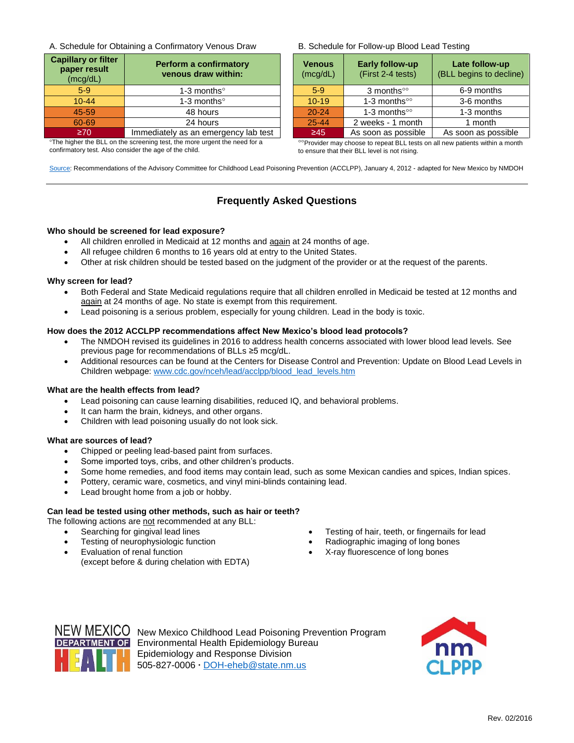A. Schedule for Obtaining a Confirmatory Venous Draw

| Capillary or filter paper result (mcg/dL) | Perform a confirmatory venous draw within: |
|---|---|
| 5-9 | 1-3 months° |
| 10-44 | 1-3 months° |
| 45-59 | 48 hours |
| 60-69 | 24 hours |
| ≥70 | Immediately as an emergency lab test |

°The higher the BLL on the screening test, the more urgent the need for a confirmatory test. Also consider the age of the child.

B. Schedule for Follow-up Blood Lead Testing

| Venous (mcg/dL) | Early follow-up (First 2-4 tests) | Late follow-up (BLL begins to decline) |
|---|---|---|
| 5-9 | 3 months°° | 6-9 months |
| 10-19 | 1-3 months°° | 3-6 months |
| 20-24 | 1-3 months°° | 1-3 months |
| 25-44 | 2 weeks - 1 month | 1 month |
| ≥45 | As soon as possible | As soon as possible |

°°Provider may choose to repeat BLL tests on all new patients within a month to ensure that their BLL level is not rising.

Source: Recommendations of the Advisory Committee for Childhood Lead Poisoning Prevention (ACCLPP), January 4, 2012 - adapted for New Mexico by NMDOH

---

## Frequently Asked Questions

**Who should be screened for lead exposure?**

- All children enrolled in Medicaid at 12 months and again at 24 months of age.
- All refugee children 6 months to 16 years old at entry to the United States.
- Other at risk children should be tested based on the judgment of the provider or at the request of the parents.

**Why screen for lead?**

- Both Federal and State Medicaid regulations require that all children enrolled in Medicaid be tested at 12 months and again at 24 months of age. No state is exempt from this requirement.
- Lead poisoning is a serious problem, especially for young children. Lead in the body is toxic.

**How does the 2012 ACCLPP recommendations affect New Mexico's blood lead protocols?**

- The NMDOH revised its guidelines in 2016 to address health concerns associated with lower blood lead levels. See previous page for recommendations of BLLs ≥5 mcg/dL.
- Additional resources can be found at the Centers for Disease Control and Prevention: Update on Blood Lead Levels in Children webpage: www.cdc.gov/nceh/lead/acclpp/blood_lead_levels.htm

**What are the health effects from lead?**

- Lead poisoning can cause learning disabilities, reduced IQ, and behavioral problems.
- It can harm the brain, kidneys, and other organs.
- Children with lead poisoning usually do not look sick.

**What are sources of lead?**

- Chipped or peeling lead-based paint from surfaces.
- Some imported toys, cribs, and other children's products.
- Some home remedies, and food items may contain lead, such as some Mexican candies and spices, Indian spices.
- Pottery, ceramic ware, cosmetics, and vinyl mini-blinds containing lead.
- Lead brought home from a job or hobby.

**Can lead be tested using other methods, such as hair or teeth?**

The following actions are not recommended at any BLL:

- Searching for gingival lead lines
- Testing of neurophysiologic function
- Evaluation of renal function (except before & during chelation with EDTA)
- Testing of hair, teeth, or fingernails for lead
- Radiographic imaging of long bones
- X-ray fluorescence of long bones

NEW MEXICO DEPARTMENT OF HEALTH

New Mexico Childhood Lead Poisoning Prevention Program
Environmental Health Epidemiology Bureau
Epidemiology and Response Division
505-827-0006 · DOH-eheb@state.nm.us

nm CLPPP

Rev. 02/2016